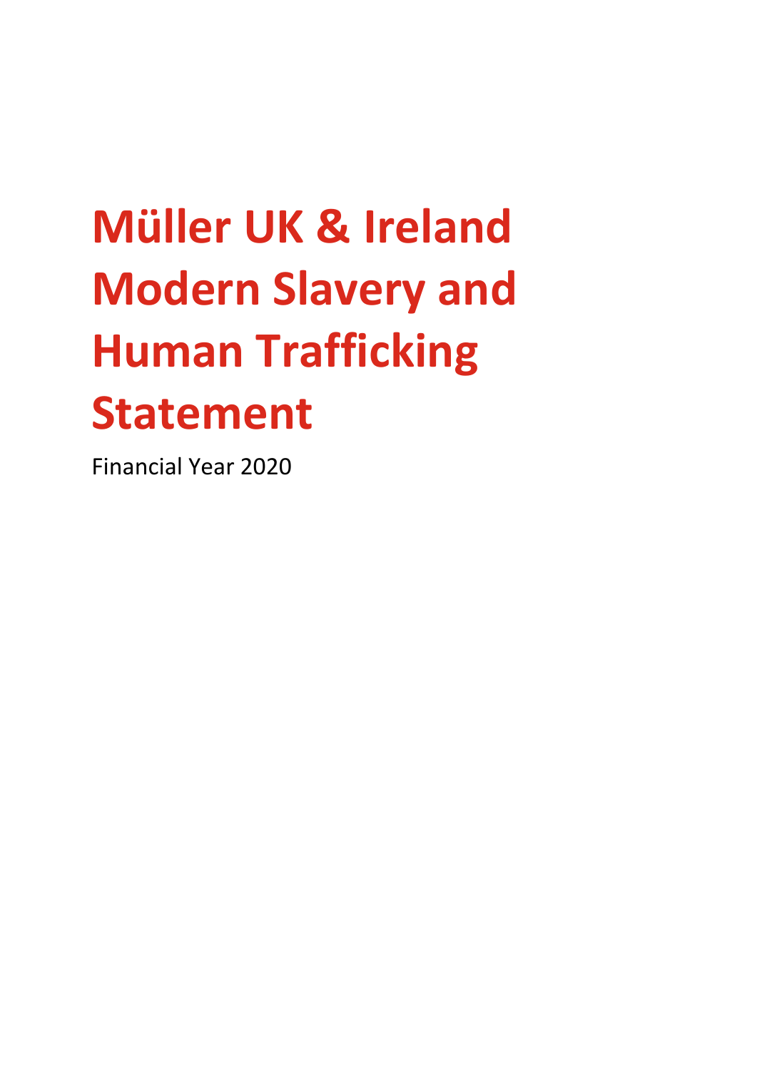# Müller UK & Ireland Modern Slavery and Human Trafficking Statement

Financial Year 2020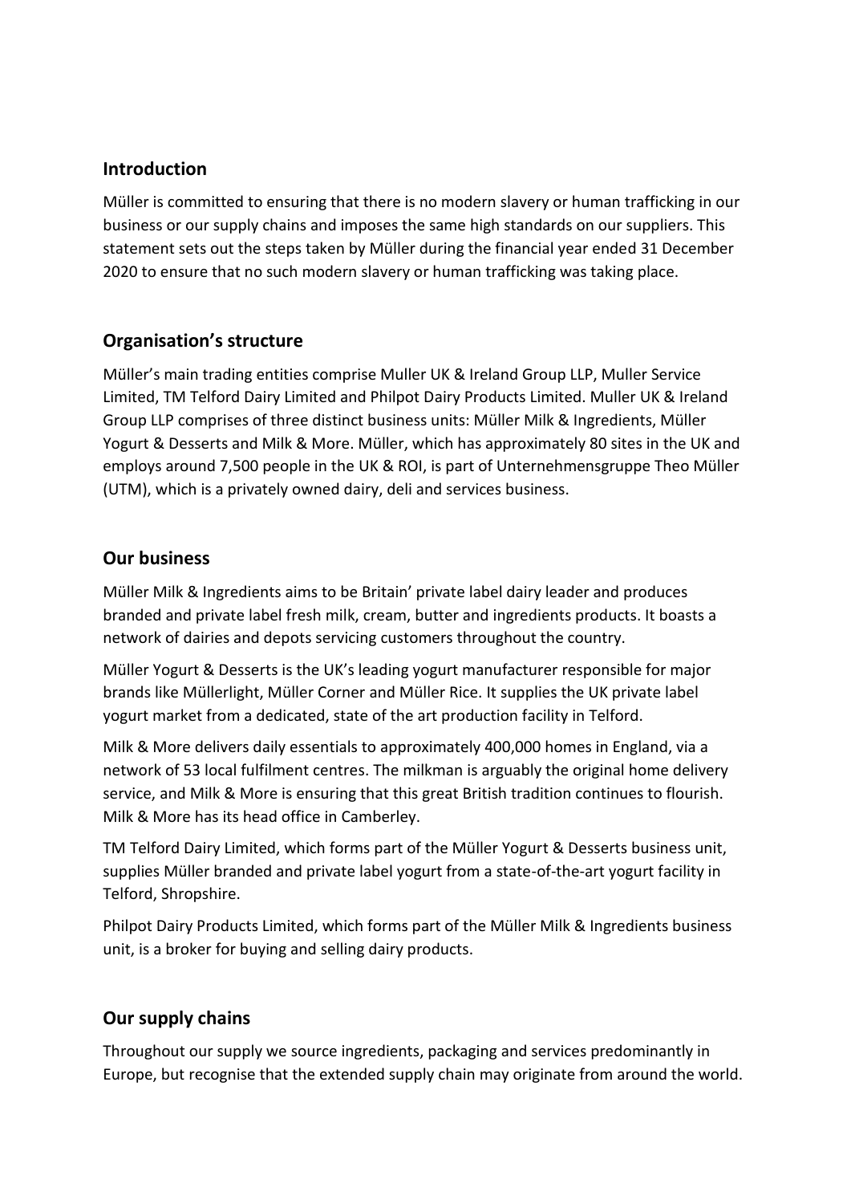## Introduction

Müller is committed to ensuring that there is no modern slavery or human trafficking in our business or our supply chains and imposes the same high standards on our suppliers. This statement sets out the steps taken by Müller during the financial year ended 31 December 2020 to ensure that no such modern slavery or human trafficking was taking place.

## Organisation's structure

Müller's main trading entities comprise Muller UK & Ireland Group LLP, Muller Service Limited, TM Telford Dairy Limited and Philpot Dairy Products Limited. Muller UK & Ireland Group LLP comprises of three distinct business units: Müller Milk & Ingredients, Müller Yogurt & Desserts and Milk & More. Müller, which has approximately 80 sites in the UK and employs around 7,500 people in the UK & ROI, is part of Unternehmensgruppe Theo Müller (UTM), which is a privately owned dairy, deli and services business.

## Our business

Müller Milk & Ingredients aims to be Britain' private label dairy leader and produces branded and private label fresh milk, cream, butter and ingredients products. It boasts a network of dairies and depots servicing customers throughout the country.

Müller Yogurt & Desserts is the UK's leading yogurt manufacturer responsible for major brands like Müllerlight, Müller Corner and Müller Rice. It supplies the UK private label yogurt market from a dedicated, state of the art production facility in Telford.

Milk & More delivers daily essentials to approximately 400,000 homes in England, via a network of 53 local fulfilment centres. The milkman is arguably the original home delivery service, and Milk & More is ensuring that this great British tradition continues to flourish. Milk & More has its head office in Camberley.

TM Telford Dairy Limited, which forms part of the Müller Yogurt & Desserts business unit, supplies Müller branded and private label yogurt from a state-of-the-art yogurt facility in Telford, Shropshire.

Philpot Dairy Products Limited, which forms part of the Müller Milk & Ingredients business unit, is a broker for buying and selling dairy products.

## Our supply chains

Throughout our supply we source ingredients, packaging and services predominantly in Europe, but recognise that the extended supply chain may originate from around the world.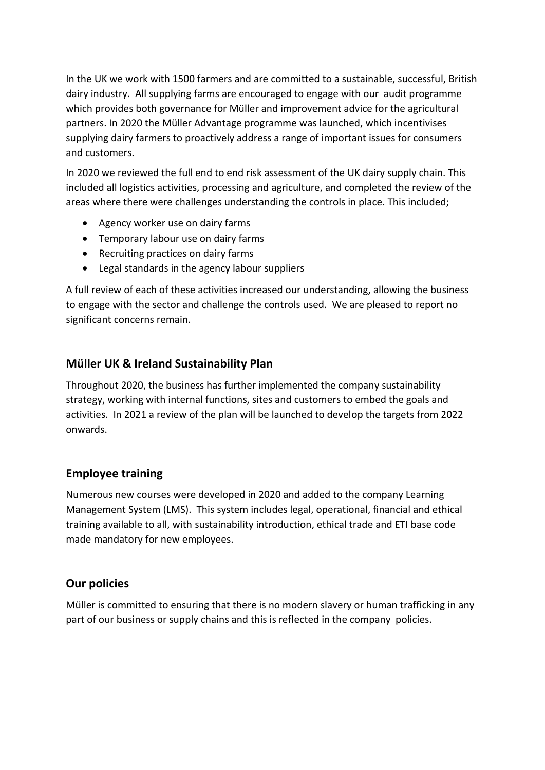In the UK we work with 1500 farmers and are committed to a sustainable, successful, British dairy industry. All supplying farms are encouraged to engage with our audit programme which provides both governance for Müller and improvement advice for the agricultural partners. In 2020 the Müller Advantage programme was launched, which incentivises supplying dairy farmers to proactively address a range of important issues for consumers and customers.

In 2020 we reviewed the full end to end risk assessment of the UK dairy supply chain. This included all logistics activities, processing and agriculture, and completed the review of the areas where there were challenges understanding the controls in place. This included;

- Agency worker use on dairy farms
- Temporary labour use on dairy farms
- Recruiting practices on dairy farms
- Legal standards in the agency labour suppliers

A full review of each of these activities increased our understanding, allowing the business to engage with the sector and challenge the controls used. We are pleased to report no significant concerns remain.

## Müller UK & Ireland Sustainability Plan

Throughout 2020, the business has further implemented the company sustainability strategy, working with internal functions, sites and customers to embed the goals and activities. In 2021 a review of the plan will be launched to develop the targets from 2022 onwards.

## Employee training

Numerous new courses were developed in 2020 and added to the company Learning Management System (LMS). This system includes legal, operational, financial and ethical training available to all, with sustainability introduction, ethical trade and ETI base code made mandatory for new employees.

## Our policies

Müller is committed to ensuring that there is no modern slavery or human trafficking in any part of our business or supply chains and this is reflected in the company policies.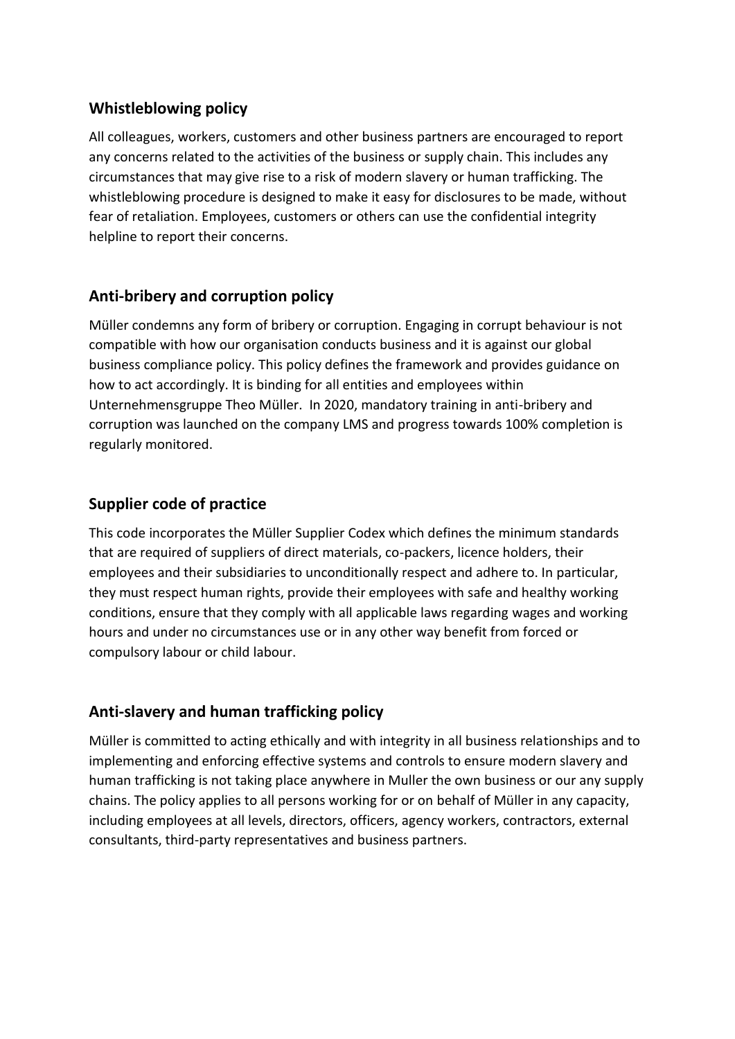## Whistleblowing policy

All colleagues, workers, customers and other business partners are encouraged to report any concerns related to the activities of the business or supply chain. This includes any circumstances that may give rise to a risk of modern slavery or human trafficking. The whistleblowing procedure is designed to make it easy for disclosures to be made, without fear of retaliation. Employees, customers or others can use the confidential integrity helpline to report their concerns.

## Anti-bribery and corruption policy

Müller condemns any form of bribery or corruption. Engaging in corrupt behaviour is not compatible with how our organisation conducts business and it is against our global business compliance policy. This policy defines the framework and provides guidance on how to act accordingly. It is binding for all entities and employees within Unternehmensgruppe Theo Müller. In 2020, mandatory training in anti-bribery and corruption was launched on the company LMS and progress towards 100% completion is regularly monitored.

## Supplier code of practice

This code incorporates the Müller Supplier Codex which defines the minimum standards that are required of suppliers of direct materials, co-packers, licence holders, their employees and their subsidiaries to unconditionally respect and adhere to. In particular, they must respect human rights, provide their employees with safe and healthy working conditions, ensure that they comply with all applicable laws regarding wages and working hours and under no circumstances use or in any other way benefit from forced or compulsory labour or child labour.

## Anti-slavery and human trafficking policy

Müller is committed to acting ethically and with integrity in all business relationships and to implementing and enforcing effective systems and controls to ensure modern slavery and human trafficking is not taking place anywhere in Muller the own business or our any supply chains. The policy applies to all persons working for or on behalf of Müller in any capacity, including employees at all levels, directors, officers, agency workers, contractors, external consultants, third-party representatives and business partners.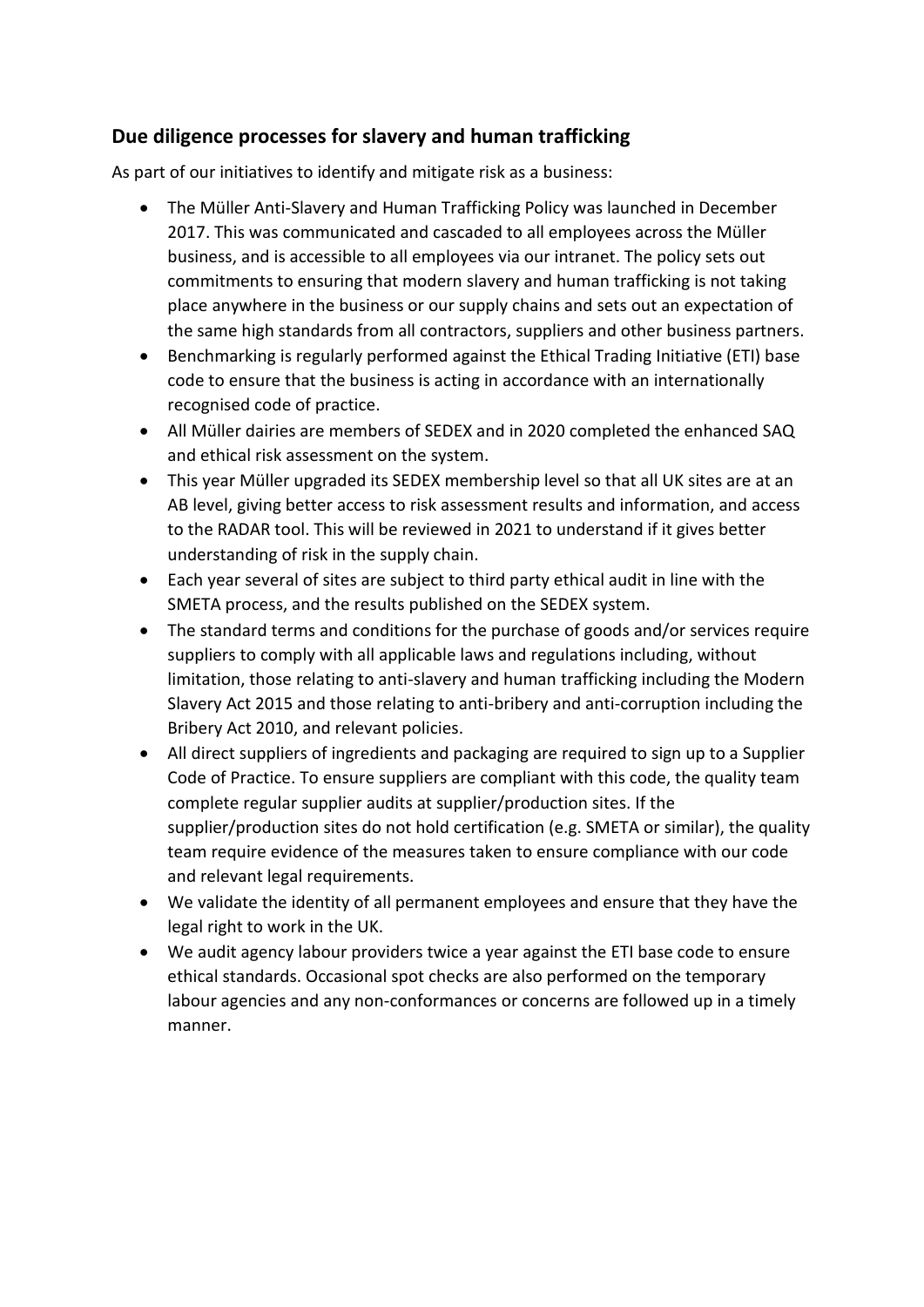## Due diligence processes for slavery and human trafficking

As part of our initiatives to identify and mitigate risk as a business:

- The Müller Anti-Slavery and Human Trafficking Policy was launched in December 2017. This was communicated and cascaded to all employees across the Müller business, and is accessible to all employees via our intranet. The policy sets out commitments to ensuring that modern slavery and human trafficking is not taking place anywhere in the business or our supply chains and sets out an expectation of the same high standards from all contractors, suppliers and other business partners.
- Benchmarking is regularly performed against the Ethical Trading Initiative (ETI) base code to ensure that the business is acting in accordance with an internationally recognised code of practice.
- All Müller dairies are members of SEDEX and in 2020 completed the enhanced SAQ and ethical risk assessment on the system.
- This year Müller upgraded its SEDEX membership level so that all UK sites are at an AB level, giving better access to risk assessment results and information, and access to the RADAR tool. This will be reviewed in 2021 to understand if it gives better understanding of risk in the supply chain.
- Each year several of sites are subject to third party ethical audit in line with the SMETA process, and the results published on the SEDEX system.
- The standard terms and conditions for the purchase of goods and/or services require suppliers to comply with all applicable laws and regulations including, without limitation, those relating to anti-slavery and human trafficking including the Modern Slavery Act 2015 and those relating to anti-bribery and anti-corruption including the Bribery Act 2010, and relevant policies.
- All direct suppliers of ingredients and packaging are required to sign up to a Supplier Code of Practice. To ensure suppliers are compliant with this code, the quality team complete regular supplier audits at supplier/production sites. If the supplier/production sites do not hold certification (e.g. SMETA or similar), the quality team require evidence of the measures taken to ensure compliance with our code and relevant legal requirements.
- We validate the identity of all permanent employees and ensure that they have the legal right to work in the UK.
- We audit agency labour providers twice a year against the ETI base code to ensure ethical standards. Occasional spot checks are also performed on the temporary labour agencies and any non-conformances or concerns are followed up in a timely manner.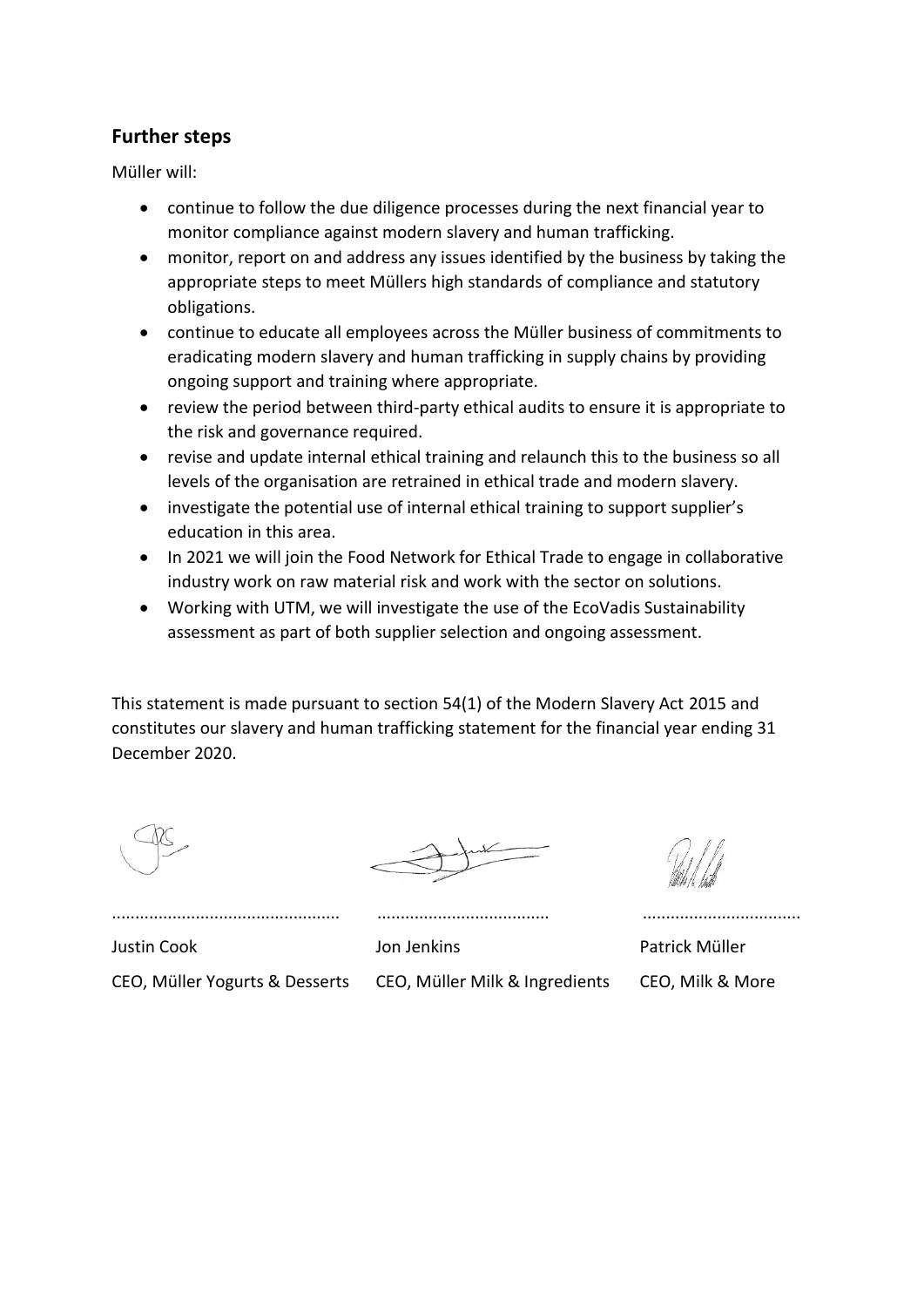## Further steps

Müller will:

- continue to follow the due diligence processes during the next financial year to monitor compliance against modern slavery and human trafficking.
- monitor, report on and address any issues identified by the business by taking the appropriate steps to meet Müllers high standards of compliance and statutory obligations.
- continue to educate all employees across the Müller business of commitments to eradicating modern slavery and human trafficking in supply chains by providing ongoing support and training where appropriate.
- review the period between third-party ethical audits to ensure it is appropriate to the risk and governance required.
- revise and update internal ethical training and relaunch this to the business so all levels of the organisation are retrained in ethical trade and modern slavery.
- investigate the potential use of internal ethical training to support supplier's education in this area.
- In 2021 we will join the Food Network for Ethical Trade to engage in collaborative industry work on raw material risk and work with the sector on solutions.
- Working with UTM, we will investigate the use of the EcoVadis Sustainability assessment as part of both supplier selection and ongoing assessment.

This statement is made pursuant to section 54(1) of the Modern Slavery Act 2015 and constitutes our slavery and human trafficking statement for the financial year ending 31 December 2020.

| | | |
|---|---|---|
| ................................................ | .................................... | ................................. |
| Justin Cook | Jon Jenkins | Patrick Müller |
| CEO, Müller Yogurts & Desserts | CEO, Müller Milk & Ingredients | CEO, Milk & More |